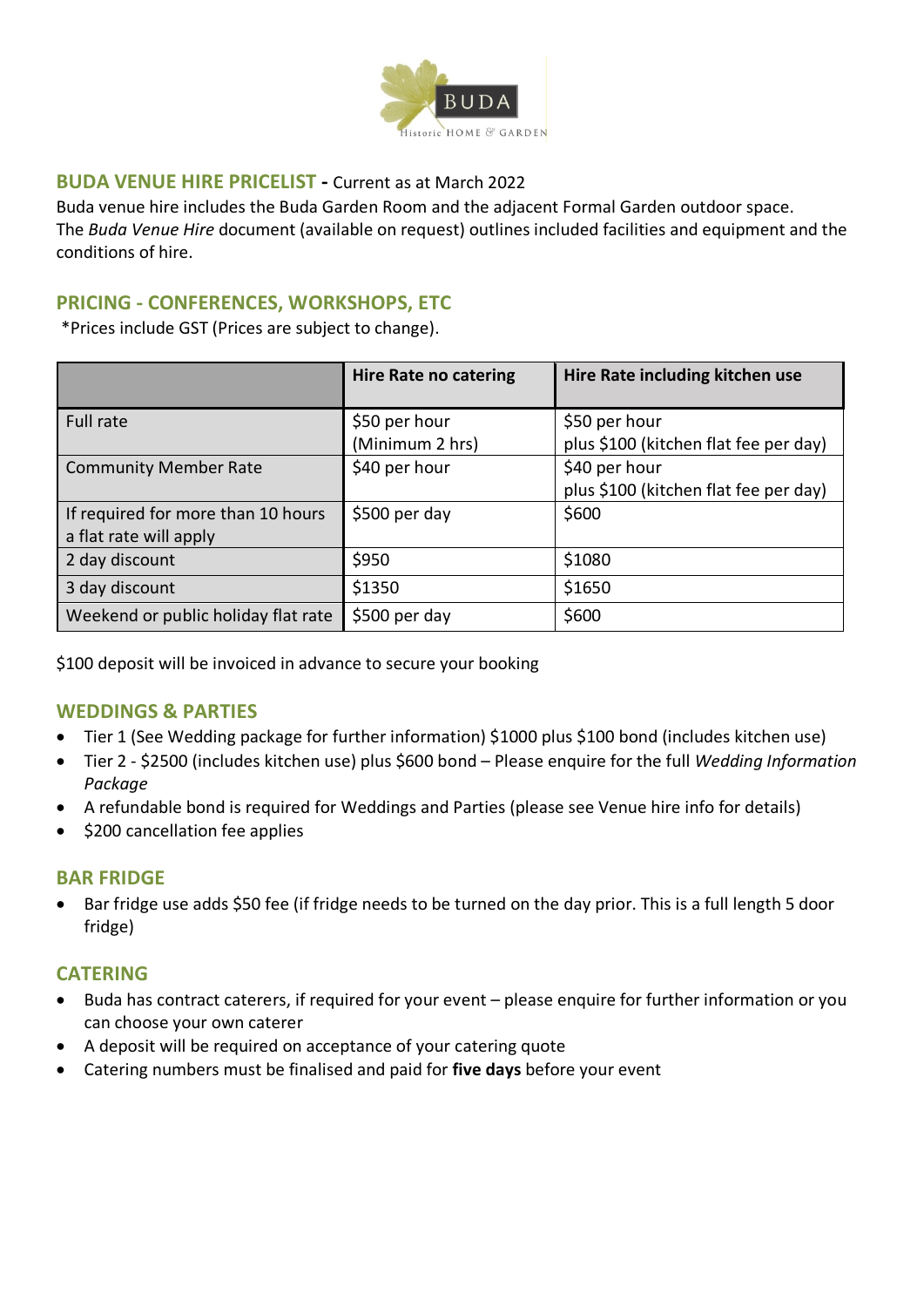BUDA

Historic HOME & GARDEN

## BUDA VENUE HIRE PRICELIST - Current as at March 2022

Buda venue hire includes the Buda Garden Room and the adjacent Formal Garden outdoor space.
The *Buda Venue Hire* document (available on request) outlines included facilities and equipment and the conditions of hire.

## PRICING - CONFERENCES, WORKSHOPS, ETC

*Prices include GST (Prices are subject to change).

| | Hire Rate no catering | Hire Rate including kitchen use |
|---|---|---|
| Full rate | $50 per hour (Minimum 2 hrs) | $50 per hour plus $100 (kitchen flat fee per day) |
| Community Member Rate | $40 per hour | $40 per hour plus $100 (kitchen flat fee per day) |
| If required for more than 10 hours a flat rate will apply | $500 per day | $600 |
| 2 day discount | $950 | $1080 |
| 3 day discount | $1350 | $1650 |
| Weekend or public holiday flat rate | $500 per day | $600 |

$100 deposit will be invoiced in advance to secure your booking

## WEDDINGS & PARTIES

- Tier 1 (See Wedding package for further information) $1000 plus $100 bond (includes kitchen use)
- Tier 2 - $2500 (includes kitchen use) plus $600 bond – Please enquire for the full *Wedding Information Package*
- A refundable bond is required for Weddings and Parties (please see Venue hire info for details)
- $200 cancellation fee applies

## BAR FRIDGE

- Bar fridge use adds $50 fee (if fridge needs to be turned on the day prior. This is a full length 5 door fridge)

## CATERING

- Buda has contract caterers, if required for your event – please enquire for further information or you can choose your own caterer
- A deposit will be required on acceptance of your catering quote
- Catering numbers must be finalised and paid for **five days** before your event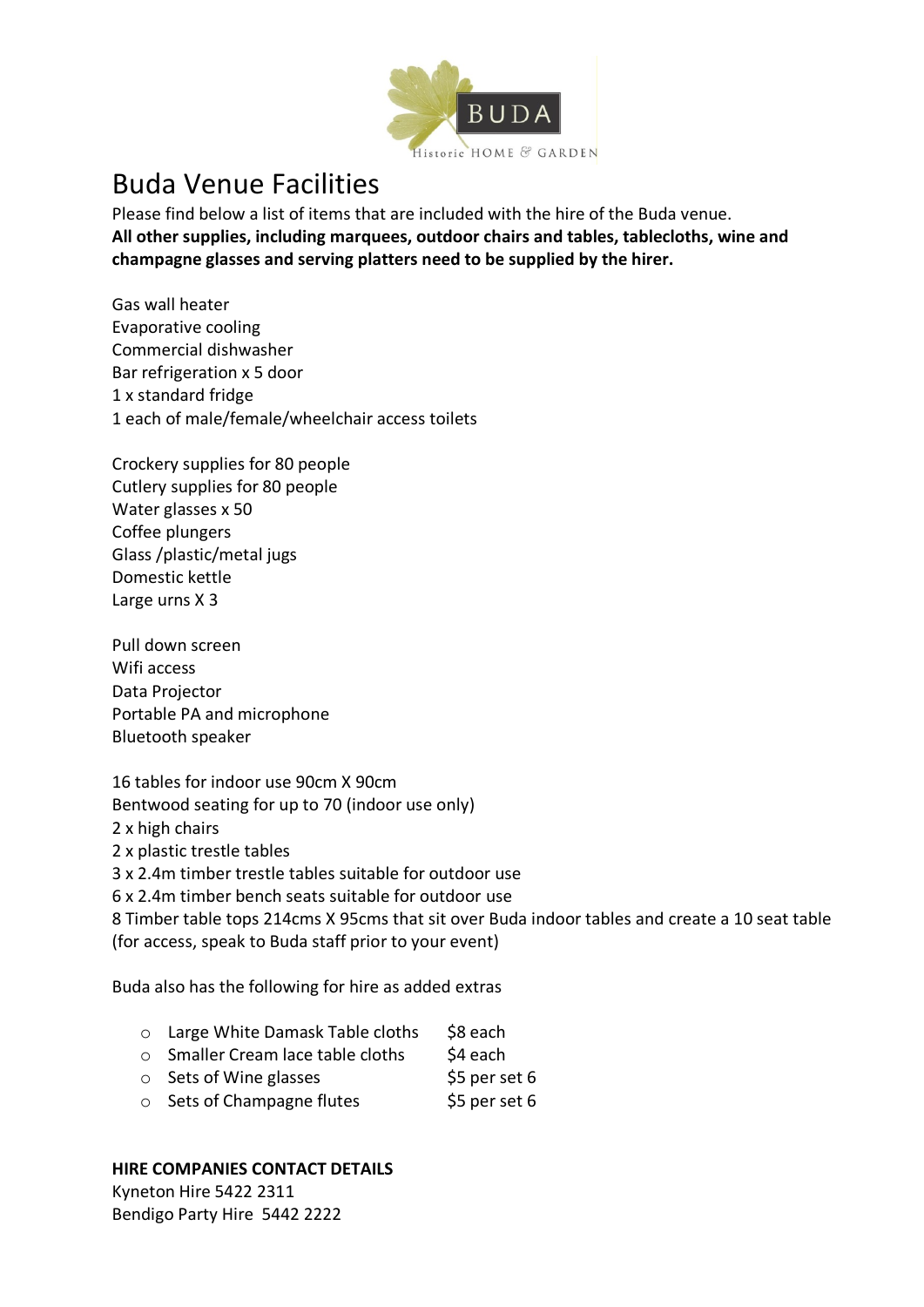# Buda Venue Facilities

Please find below a list of items that are included with the hire of the Buda venue.
**All other supplies, including marquees, outdoor chairs and tables, tablecloths, wine and champagne glasses and serving platters need to be supplied by the hirer.**

Gas wall heater
Evaporative cooling
Commercial dishwasher
Bar refrigeration x 5 door
1 x standard fridge
1 each of male/female/wheelchair access toilets

Crockery supplies for 80 people
Cutlery supplies for 80 people
Water glasses x 50
Coffee plungers
Glass /plastic/metal jugs
Domestic kettle
Large urns X 3

Pull down screen
Wifi access
Data Projector
Portable PA and microphone
Bluetooth speaker

16 tables for indoor use 90cm X 90cm
Bentwood seating for up to 70 (indoor use only)
2 x high chairs
2 x plastic trestle tables
3 x 2.4m timber trestle tables suitable for outdoor use
6 x 2.4m timber bench seats suitable for outdoor use
8 Timber table tops 214cms X 95cms that sit over Buda indoor tables and create a 10 seat table (for access, speak to Buda staff prior to your event)

Buda also has the following for hire as added extras

- Large White Damask Table cloths — $8 each
- Smaller Cream lace table cloths — $4 each
- Sets of Wine glasses — $5 per set 6
- Sets of Champagne flutes — $5 per set 6

**HIRE COMPANIES CONTACT DETAILS**

Kyneton Hire 5422 2311
Bendigo Party Hire 5442 2222